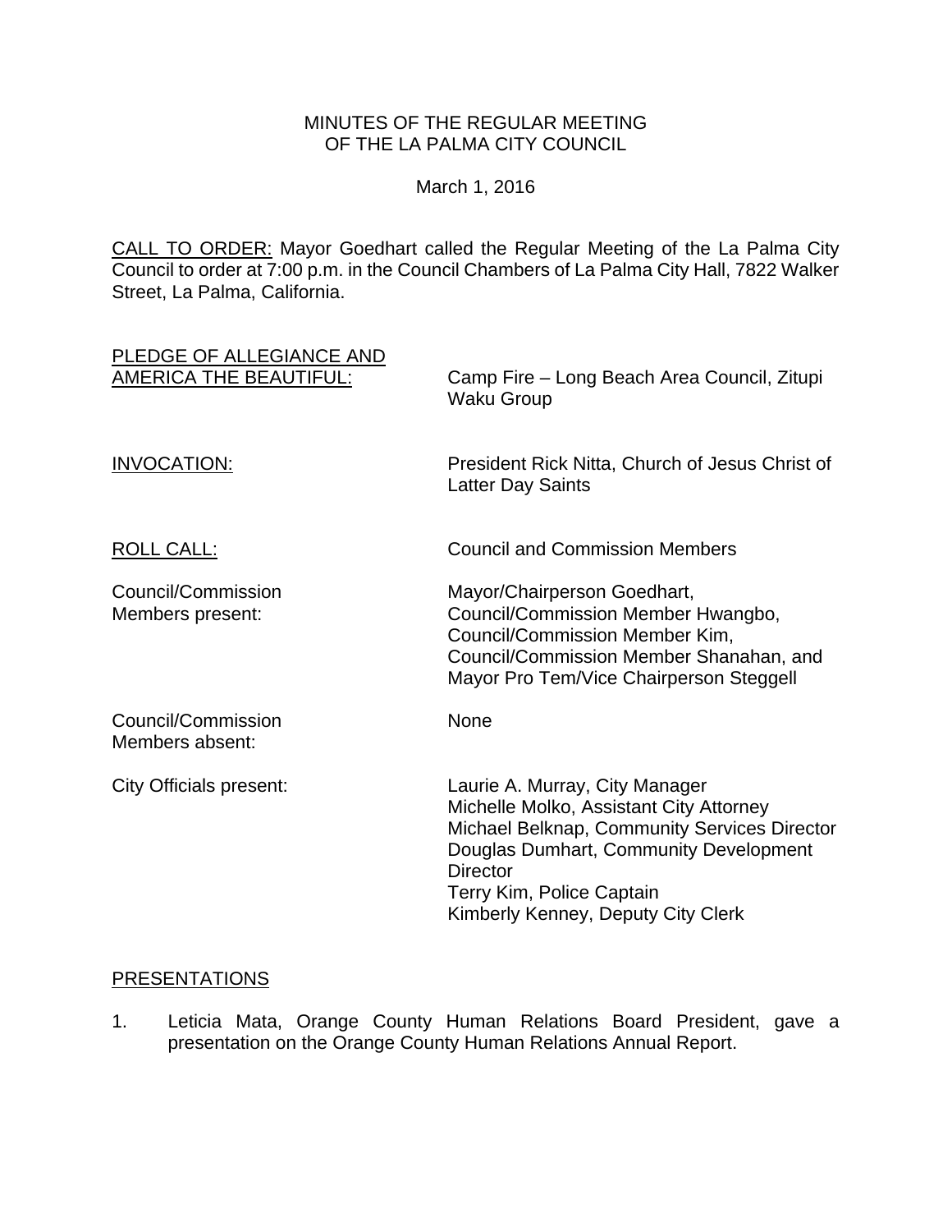# MINUTES OF THE REGULAR MEETING OF THE LA PALMA CITY COUNCIL

March 1, 2016

CALL TO ORDER: Mayor Goedhart called the Regular Meeting of the La Palma City Council to order at 7:00 p.m. in the Council Chambers of La Palma City Hall, 7822 Walker Street, La Palma, California.

| | |
|---|---|
| PLEDGE OF ALLEGIANCE AND AMERICA THE BEAUTIFUL: | Camp Fire – Long Beach Area Council, Zitupi Waku Group |
| INVOCATION: | President Rick Nitta, Church of Jesus Christ of Latter Day Saints |
| ROLL CALL: | Council and Commission Members |
| Council/Commission Members present: | Mayor/Chairperson Goedhart, Council/Commission Member Hwangbo, Council/Commission Member Kim, Council/Commission Member Shanahan, and Mayor Pro Tem/Vice Chairperson Steggell |
| Council/Commission Members absent: | None |
| City Officials present: | Laurie A. Murray, City Manager<br>Michelle Molko, Assistant City Attorney<br>Michael Belknap, Community Services Director<br>Douglas Dumhart, Community Development Director<br>Terry Kim, Police Captain<br>Kimberly Kenney, Deputy City Clerk |

## PRESENTATIONS

1. Leticia Mata, Orange County Human Relations Board President, gave a presentation on the Orange County Human Relations Annual Report.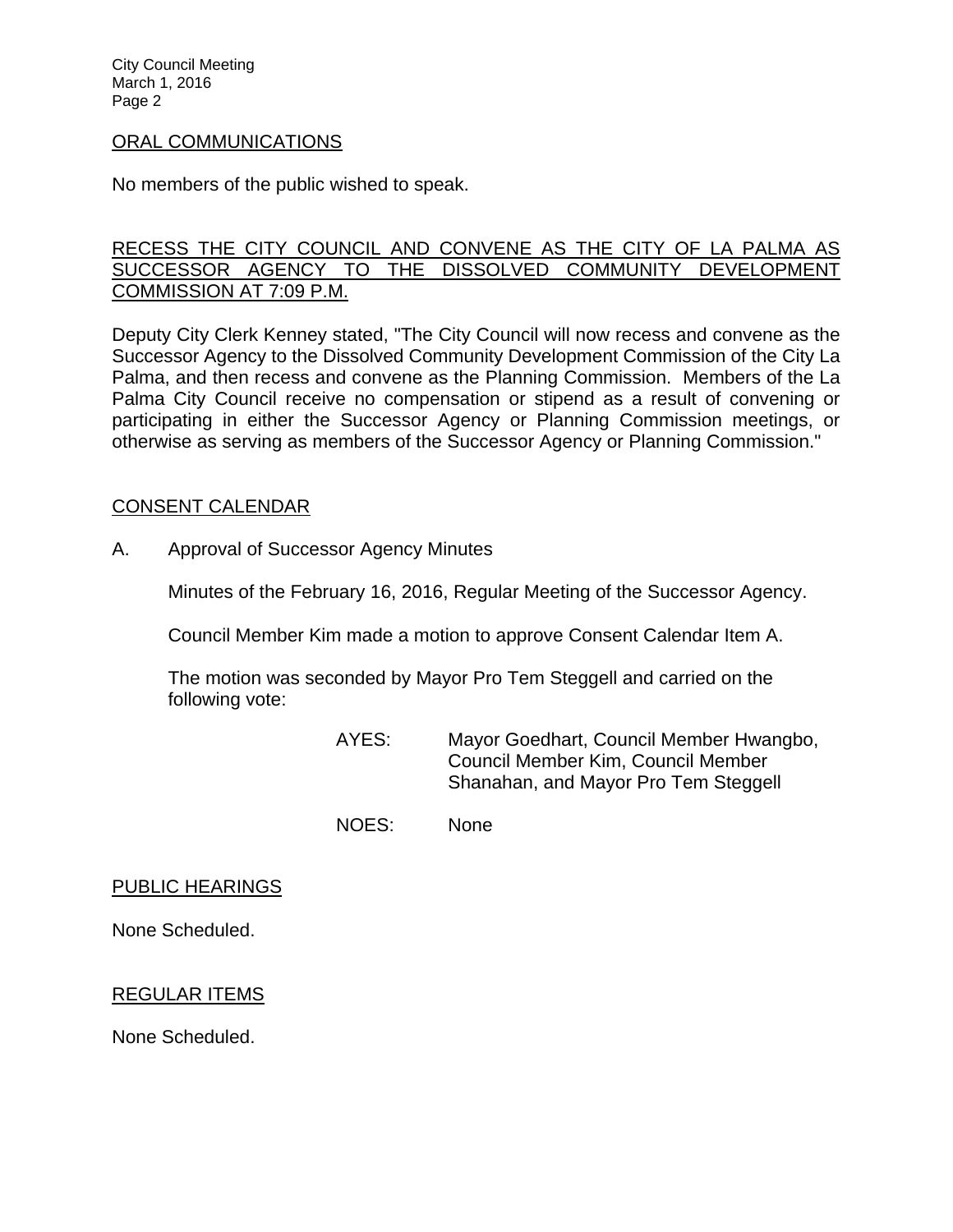## ORAL COMMUNICATIONS

No members of the public wished to speak.

## RECESS THE CITY COUNCIL AND CONVENE AS THE CITY OF LA PALMA AS SUCCESSOR AGENCY TO THE DISSOLVED COMMUNITY DEVELOPMENT COMMISSION AT 7:09 P.M.

Deputy City Clerk Kenney stated, "The City Council will now recess and convene as the Successor Agency to the Dissolved Community Development Commission of the City La Palma, and then recess and convene as the Planning Commission. Members of the La Palma City Council receive no compensation or stipend as a result of convening or participating in either the Successor Agency or Planning Commission meetings, or otherwise as serving as members of the Successor Agency or Planning Commission."

## CONSENT CALENDAR

A. Approval of Successor Agency Minutes

Minutes of the February 16, 2016, Regular Meeting of the Successor Agency.

Council Member Kim made a motion to approve Consent Calendar Item A.

The motion was seconded by Mayor Pro Tem Steggell and carried on the following vote:

AYES: Mayor Goedhart, Council Member Hwangbo, Council Member Kim, Council Member Shanahan, and Mayor Pro Tem Steggell

NOES: None

## PUBLIC HEARINGS

None Scheduled.

## REGULAR ITEMS

None Scheduled.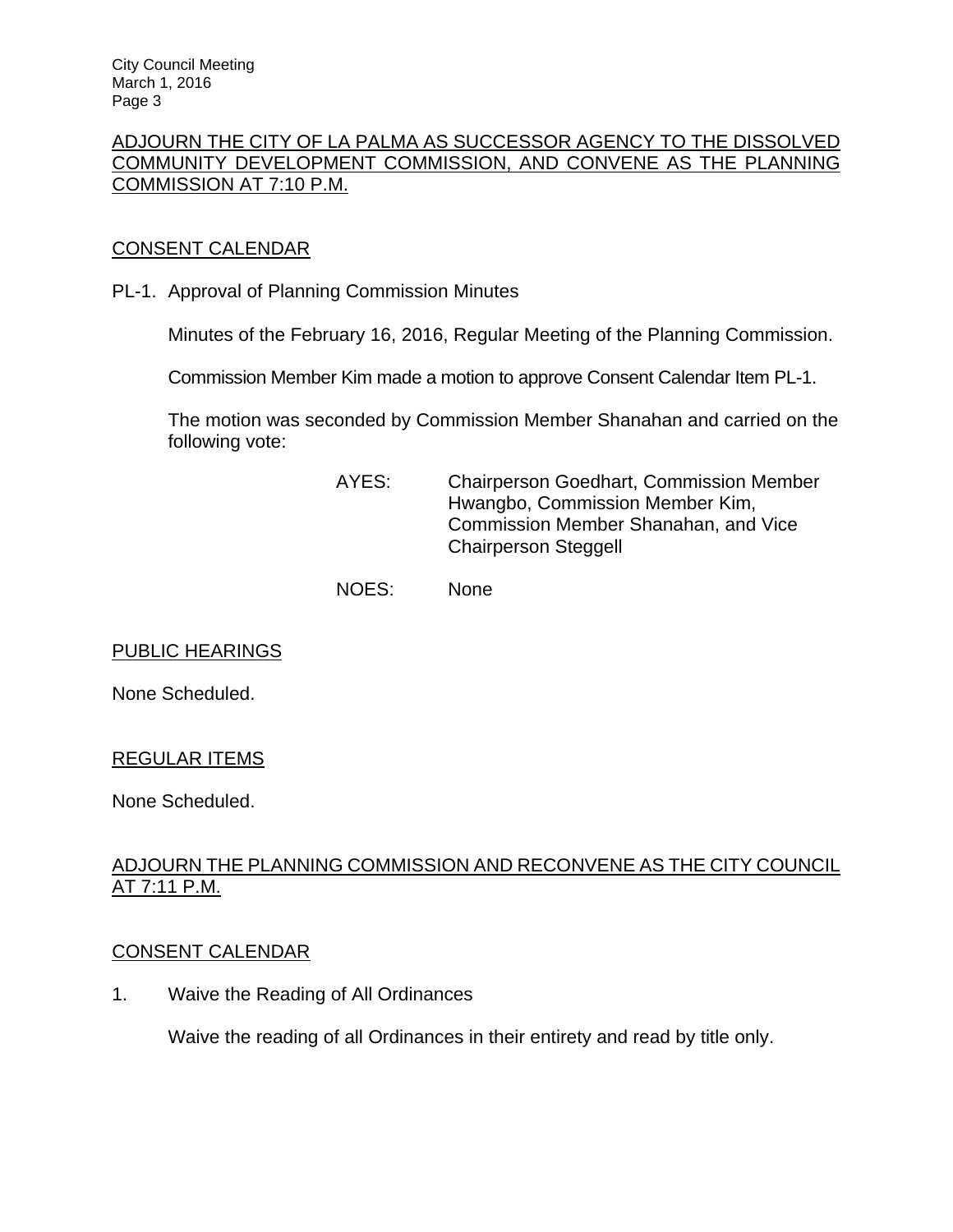ADJOURN THE CITY OF LA PALMA AS SUCCESSOR AGENCY TO THE DISSOLVED COMMUNITY DEVELOPMENT COMMISSION, AND CONVENE AS THE PLANNING COMMISSION AT 7:10 P.M.

CONSENT CALENDAR

PL-1. Approval of Planning Commission Minutes

Minutes of the February 16, 2016, Regular Meeting of the Planning Commission.

Commission Member Kim made a motion to approve Consent Calendar Item PL-1.

The motion was seconded by Commission Member Shanahan and carried on the following vote:

AYES: Chairperson Goedhart, Commission Member Hwangbo, Commission Member Kim, Commission Member Shanahan, and Vice Chairperson Steggell

NOES: None

PUBLIC HEARINGS

None Scheduled.

REGULAR ITEMS

None Scheduled.

ADJOURN THE PLANNING COMMISSION AND RECONVENE AS THE CITY COUNCIL AT 7:11 P.M.

CONSENT CALENDAR

1. Waive the Reading of All Ordinances

Waive the reading of all Ordinances in their entirety and read by title only.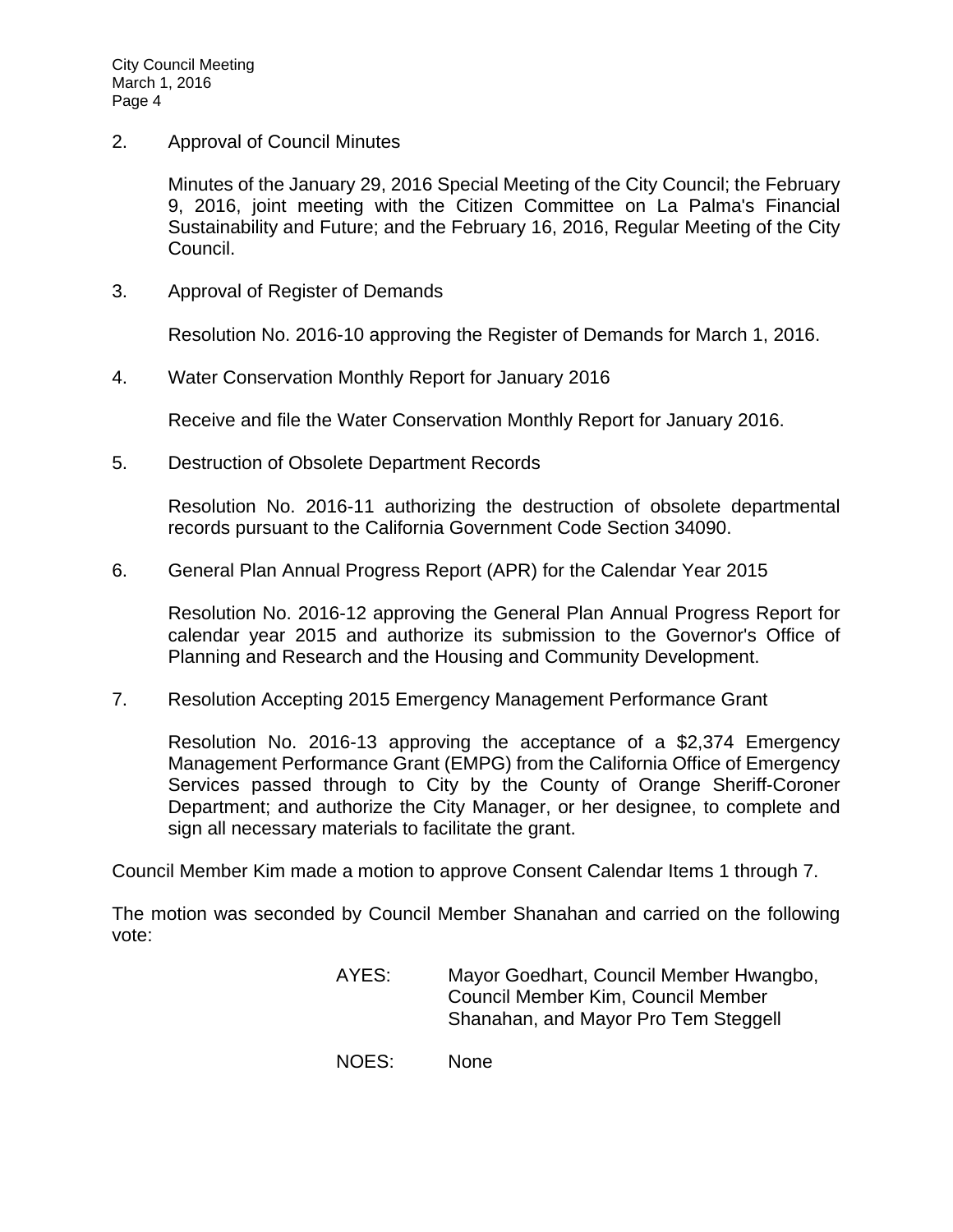2. Approval of Council Minutes

   Minutes of the January 29, 2016 Special Meeting of the City Council; the February 9, 2016, joint meeting with the Citizen Committee on La Palma's Financial Sustainability and Future; and the February 16, 2016, Regular Meeting of the City Council.

3. Approval of Register of Demands

   Resolution No. 2016-10 approving the Register of Demands for March 1, 2016.

4. Water Conservation Monthly Report for January 2016

   Receive and file the Water Conservation Monthly Report for January 2016.

5. Destruction of Obsolete Department Records

   Resolution No. 2016-11 authorizing the destruction of obsolete departmental records pursuant to the California Government Code Section 34090.

6. General Plan Annual Progress Report (APR) for the Calendar Year 2015

   Resolution No. 2016-12 approving the General Plan Annual Progress Report for calendar year 2015 and authorize its submission to the Governor's Office of Planning and Research and the Housing and Community Development.

7. Resolution Accepting 2015 Emergency Management Performance Grant

   Resolution No. 2016-13 approving the acceptance of a $2,374 Emergency Management Performance Grant (EMPG) from the California Office of Emergency Services passed through to City by the County of Orange Sheriff-Coroner Department; and authorize the City Manager, or her designee, to complete and sign all necessary materials to facilitate the grant.

Council Member Kim made a motion to approve Consent Calendar Items 1 through 7.

The motion was seconded by Council Member Shanahan and carried on the following vote:

AYES: Mayor Goedhart, Council Member Hwangbo, Council Member Kim, Council Member Shanahan, and Mayor Pro Tem Steggell

NOES: None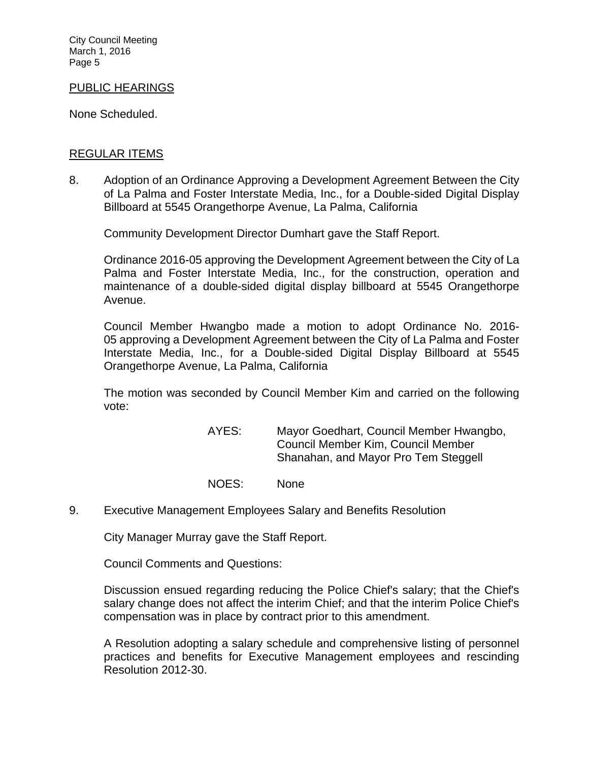## PUBLIC HEARINGS

None Scheduled.

## REGULAR ITEMS

8. Adoption of an Ordinance Approving a Development Agreement Between the City of La Palma and Foster Interstate Media, Inc., for a Double-sided Digital Display Billboard at 5545 Orangethorpe Avenue, La Palma, California

   Community Development Director Dumhart gave the Staff Report.

   Ordinance 2016-05 approving the Development Agreement between the City of La Palma and Foster Interstate Media, Inc., for the construction, operation and maintenance of a double-sided digital display billboard at 5545 Orangethorpe Avenue.

   Council Member Hwangbo made a motion to adopt Ordinance No. 2016-05 approving a Development Agreement between the City of La Palma and Foster Interstate Media, Inc., for a Double-sided Digital Display Billboard at 5545 Orangethorpe Avenue, La Palma, California

   The motion was seconded by Council Member Kim and carried on the following vote:

   AYES: Mayor Goedhart, Council Member Hwangbo, Council Member Kim, Council Member Shanahan, and Mayor Pro Tem Steggell

   NOES: None

9. Executive Management Employees Salary and Benefits Resolution

   City Manager Murray gave the Staff Report.

   Council Comments and Questions:

   Discussion ensued regarding reducing the Police Chief's salary; that the Chief's salary change does not affect the interim Chief; and that the interim Police Chief's compensation was in place by contract prior to this amendment.

   A Resolution adopting a salary schedule and comprehensive listing of personnel practices and benefits for Executive Management employees and rescinding Resolution 2012-30.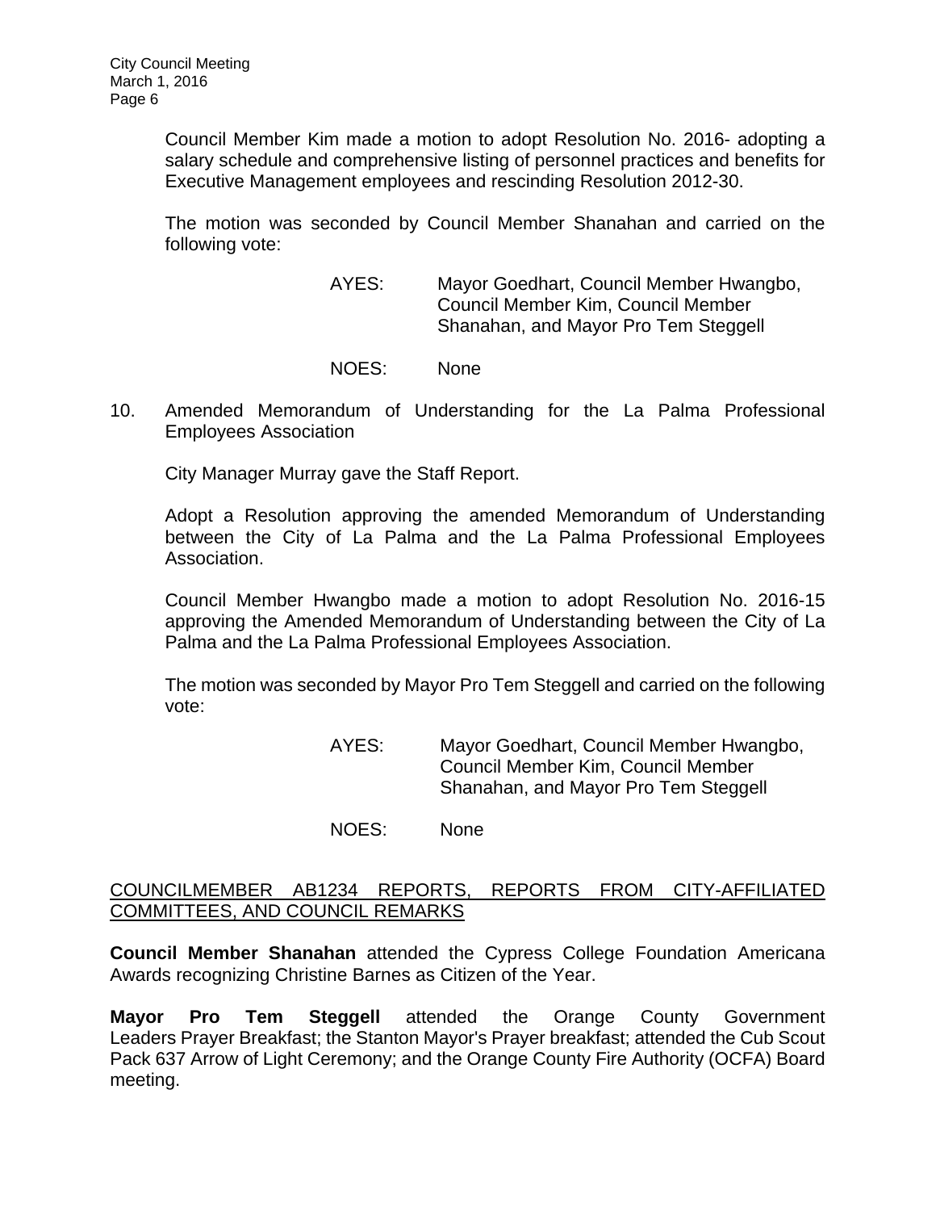Council Member Kim made a motion to adopt Resolution No. 2016- adopting a salary schedule and comprehensive listing of personnel practices and benefits for Executive Management employees and rescinding Resolution 2012-30.

The motion was seconded by Council Member Shanahan and carried on the following vote:

AYES: Mayor Goedhart, Council Member Hwangbo, Council Member Kim, Council Member Shanahan, and Mayor Pro Tem Steggell

NOES: None

10. Amended Memorandum of Understanding for the La Palma Professional Employees Association

City Manager Murray gave the Staff Report.

Adopt a Resolution approving the amended Memorandum of Understanding between the City of La Palma and the La Palma Professional Employees Association.

Council Member Hwangbo made a motion to adopt Resolution No. 2016-15 approving the Amended Memorandum of Understanding between the City of La Palma and the La Palma Professional Employees Association.

The motion was seconded by Mayor Pro Tem Steggell and carried on the following vote:

AYES: Mayor Goedhart, Council Member Hwangbo, Council Member Kim, Council Member Shanahan, and Mayor Pro Tem Steggell

NOES: None

## COUNCILMEMBER AB1234 REPORTS, REPORTS FROM CITY-AFFILIATED COMMITTEES, AND COUNCIL REMARKS

**Council Member Shanahan** attended the Cypress College Foundation Americana Awards recognizing Christine Barnes as Citizen of the Year.

**Mayor Pro Tem Steggell** attended the Orange County Government Leaders Prayer Breakfast; the Stanton Mayor's Prayer breakfast; attended the Cub Scout Pack 637 Arrow of Light Ceremony; and the Orange County Fire Authority (OCFA) Board meeting.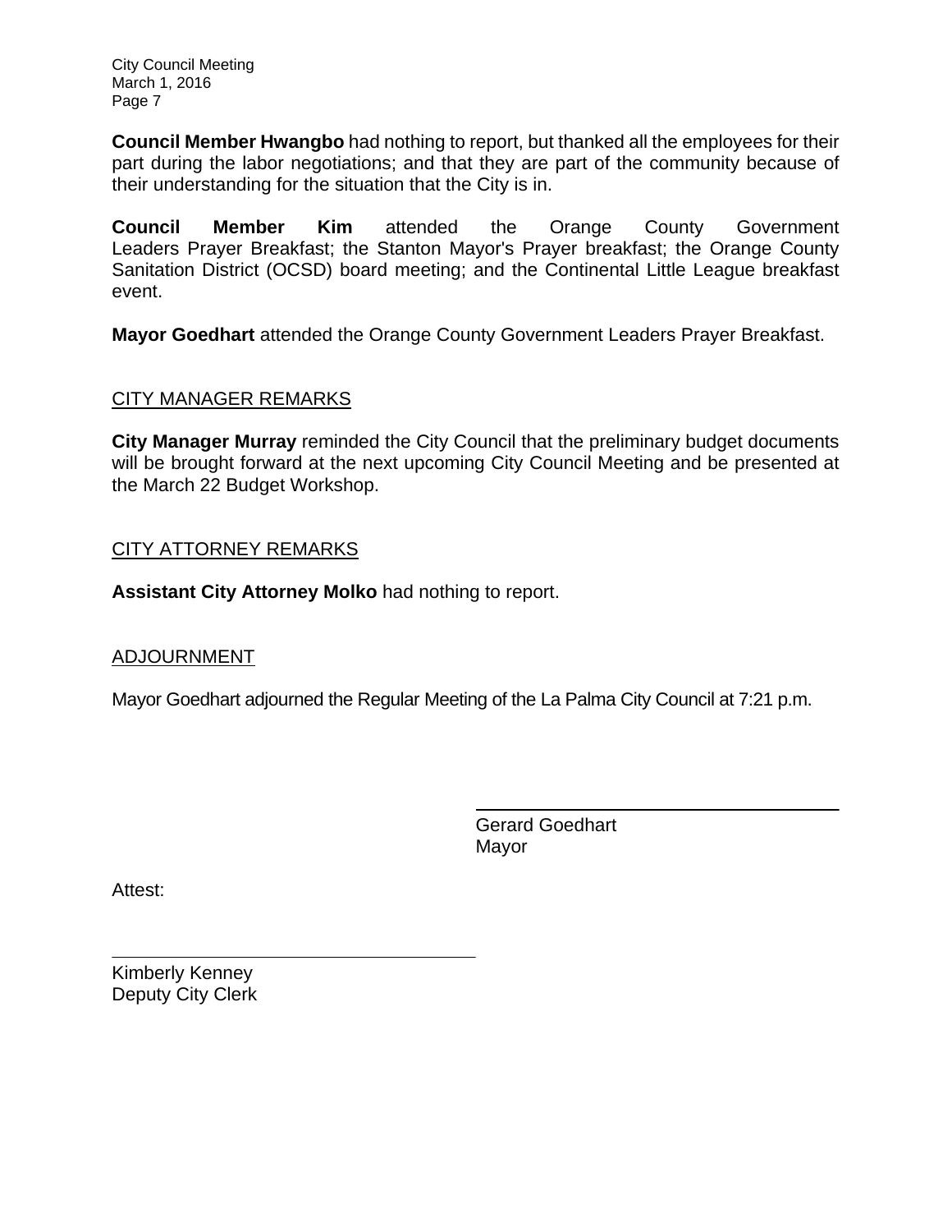**Council Member Hwangbo** had nothing to report, but thanked all the employees for their part during the labor negotiations; and that they are part of the community because of their understanding for the situation that the City is in.

**Council Member Kim** attended the Orange County Government Leaders Prayer Breakfast; the Stanton Mayor's Prayer breakfast; the Orange County Sanitation District (OCSD) board meeting; and the Continental Little League breakfast event.

**Mayor Goedhart** attended the Orange County Government Leaders Prayer Breakfast.

## CITY MANAGER REMARKS

**City Manager Murray** reminded the City Council that the preliminary budget documents will be brought forward at the next upcoming City Council Meeting and be presented at the March 22 Budget Workshop.

## CITY ATTORNEY REMARKS

**Assistant City Attorney Molko** had nothing to report.

## ADJOURNMENT

Mayor Goedhart adjourned the Regular Meeting of the La Palma City Council at 7:21 p.m.

\_\_\_\_\_\_\_\_\_\_\_\_\_\_\_\_\_\_\_\_\_\_\_\_\_\_\_\_\_\_\_\_\_\_\_\_

Gerard Goedhart
Mayor

Attest:

\_\_\_\_\_\_\_\_\_\_\_\_\_\_\_\_\_\_\_\_\_\_\_\_\_\_\_\_\_\_\_\_\_\_\_\_

Kimberly Kenney
Deputy City Clerk